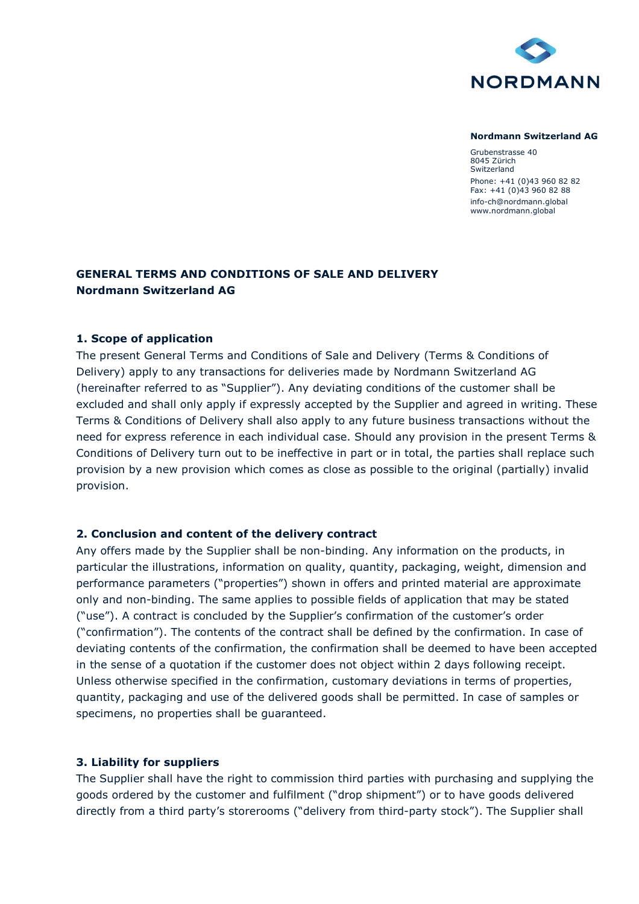**Nordmann Switzerland AG**

Grubenstrasse 40
8045 Zürich
Switzerland

Phone: +41 (0)43 960 82 82
Fax: +41 (0)43 960 82 88
info-ch@nordmann.global
www.nordmann.global

# GENERAL TERMS AND CONDITIONS OF SALE AND DELIVERY
# Nordmann Switzerland AG

## 1. Scope of application

The present General Terms and Conditions of Sale and Delivery (Terms & Conditions of Delivery) apply to any transactions for deliveries made by Nordmann Switzerland AG (hereinafter referred to as "Supplier"). Any deviating conditions of the customer shall be excluded and shall only apply if expressly accepted by the Supplier and agreed in writing. These Terms & Conditions of Delivery shall also apply to any future business transactions without the need for express reference in each individual case. Should any provision in the present Terms & Conditions of Delivery turn out to be ineffective in part or in total, the parties shall replace such provision by a new provision which comes as close as possible to the original (partially) invalid provision.

## 2. Conclusion and content of the delivery contract

Any offers made by the Supplier shall be non-binding. Any information on the products, in particular the illustrations, information on quality, quantity, packaging, weight, dimension and performance parameters ("properties") shown in offers and printed material are approximate only and non-binding. The same applies to possible fields of application that may be stated ("use"). A contract is concluded by the Supplier's confirmation of the customer's order ("confirmation"). The contents of the contract shall be defined by the confirmation. In case of deviating contents of the confirmation, the confirmation shall be deemed to have been accepted in the sense of a quotation if the customer does not object within 2 days following receipt. Unless otherwise specified in the confirmation, customary deviations in terms of properties, quantity, packaging and use of the delivered goods shall be permitted. In case of samples or specimens, no properties shall be guaranteed.

## 3. Liability for suppliers

The Supplier shall have the right to commission third parties with purchasing and supplying the goods ordered by the customer and fulfilment ("drop shipment") or to have goods delivered directly from a third party's storerooms ("delivery from third-party stock"). The Supplier shall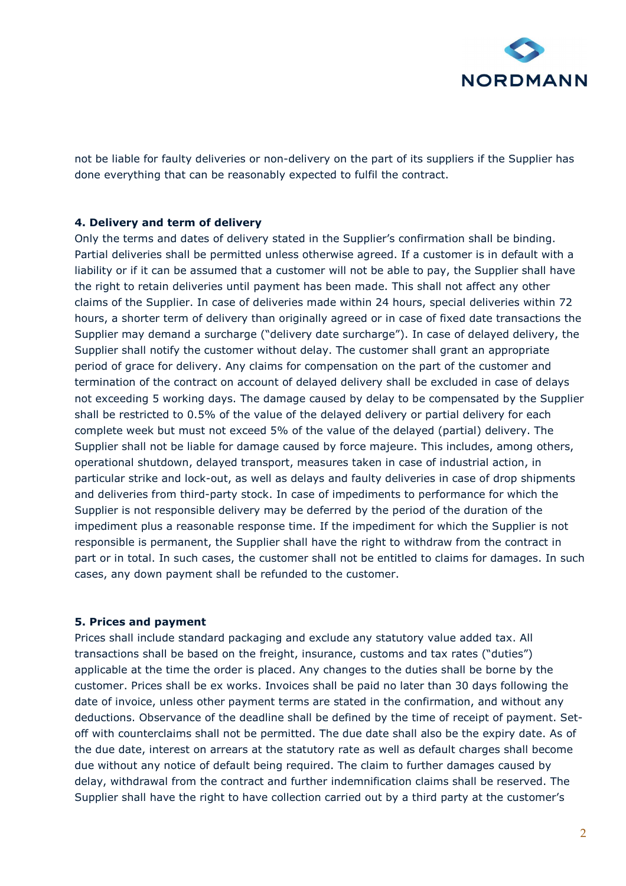not be liable for faulty deliveries or non-delivery on the part of its suppliers if the Supplier has done everything that can be reasonably expected to fulfil the contract.

**4. Delivery and term of delivery**

Only the terms and dates of delivery stated in the Supplier's confirmation shall be binding. Partial deliveries shall be permitted unless otherwise agreed. If a customer is in default with a liability or if it can be assumed that a customer will not be able to pay, the Supplier shall have the right to retain deliveries until payment has been made. This shall not affect any other claims of the Supplier. In case of deliveries made within 24 hours, special deliveries within 72 hours, a shorter term of delivery than originally agreed or in case of fixed date transactions the Supplier may demand a surcharge ("delivery date surcharge"). In case of delayed delivery, the Supplier shall notify the customer without delay. The customer shall grant an appropriate period of grace for delivery. Any claims for compensation on the part of the customer and termination of the contract on account of delayed delivery shall be excluded in case of delays not exceeding 5 working days. The damage caused by delay to be compensated by the Supplier shall be restricted to 0.5% of the value of the delayed delivery or partial delivery for each complete week but must not exceed 5% of the value of the delayed (partial) delivery. The Supplier shall not be liable for damage caused by force majeure. This includes, among others, operational shutdown, delayed transport, measures taken in case of industrial action, in particular strike and lock-out, as well as delays and faulty deliveries in case of drop shipments and deliveries from third-party stock. In case of impediments to performance for which the Supplier is not responsible delivery may be deferred by the period of the duration of the impediment plus a reasonable response time. If the impediment for which the Supplier is not responsible is permanent, the Supplier shall have the right to withdraw from the contract in part or in total. In such cases, the customer shall not be entitled to claims for damages. In such cases, any down payment shall be refunded to the customer.

**5. Prices and payment**

Prices shall include standard packaging and exclude any statutory value added tax. All transactions shall be based on the freight, insurance, customs and tax rates ("duties") applicable at the time the order is placed. Any changes to the duties shall be borne by the customer. Prices shall be ex works. Invoices shall be paid no later than 30 days following the date of invoice, unless other payment terms are stated in the confirmation, and without any deductions. Observance of the deadline shall be defined by the time of receipt of payment. Set-off with counterclaims shall not be permitted. The due date shall also be the expiry date. As of the due date, interest on arrears at the statutory rate as well as default charges shall become due without any notice of default being required. The claim to further damages caused by delay, withdrawal from the contract and further indemnification claims shall be reserved. The Supplier shall have the right to have collection carried out by a third party at the customer's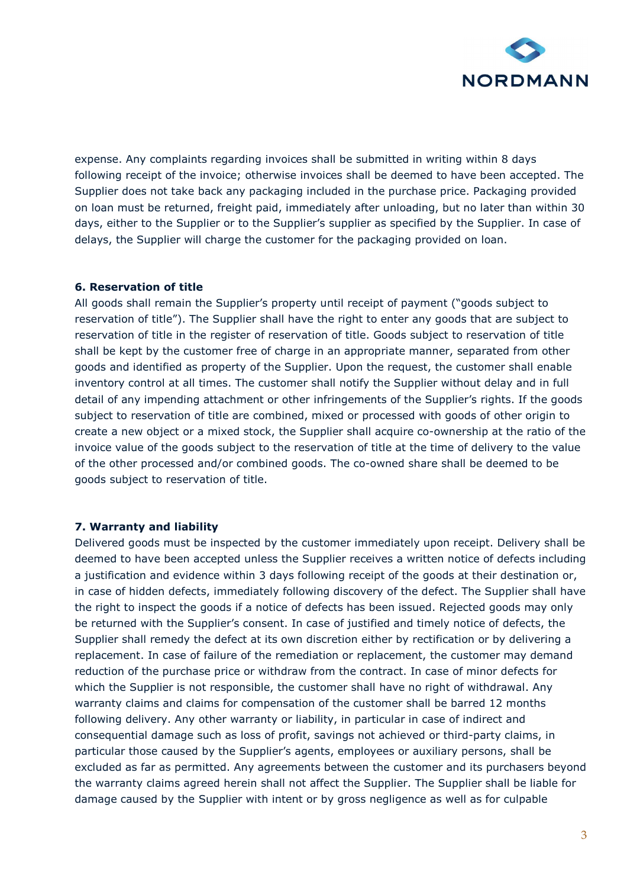expense. Any complaints regarding invoices shall be submitted in writing within 8 days following receipt of the invoice; otherwise invoices shall be deemed to have been accepted. The Supplier does not take back any packaging included in the purchase price. Packaging provided on loan must be returned, freight paid, immediately after unloading, but no later than within 30 days, either to the Supplier or to the Supplier's supplier as specified by the Supplier. In case of delays, the Supplier will charge the customer for the packaging provided on loan.

**6. Reservation of title**

All goods shall remain the Supplier's property until receipt of payment ("goods subject to reservation of title"). The Supplier shall have the right to enter any goods that are subject to reservation of title in the register of reservation of title. Goods subject to reservation of title shall be kept by the customer free of charge in an appropriate manner, separated from other goods and identified as property of the Supplier. Upon the request, the customer shall enable inventory control at all times. The customer shall notify the Supplier without delay and in full detail of any impending attachment or other infringements of the Supplier's rights. If the goods subject to reservation of title are combined, mixed or processed with goods of other origin to create a new object or a mixed stock, the Supplier shall acquire co-ownership at the ratio of the invoice value of the goods subject to the reservation of title at the time of delivery to the value of the other processed and/or combined goods. The co-owned share shall be deemed to be goods subject to reservation of title.

**7. Warranty and liability**

Delivered goods must be inspected by the customer immediately upon receipt. Delivery shall be deemed to have been accepted unless the Supplier receives a written notice of defects including a justification and evidence within 3 days following receipt of the goods at their destination or, in case of hidden defects, immediately following discovery of the defect. The Supplier shall have the right to inspect the goods if a notice of defects has been issued. Rejected goods may only be returned with the Supplier's consent. In case of justified and timely notice of defects, the Supplier shall remedy the defect at its own discretion either by rectification or by delivering a replacement. In case of failure of the remediation or replacement, the customer may demand reduction of the purchase price or withdraw from the contract. In case of minor defects for which the Supplier is not responsible, the customer shall have no right of withdrawal. Any warranty claims and claims for compensation of the customer shall be barred 12 months following delivery. Any other warranty or liability, in particular in case of indirect and consequential damage such as loss of profit, savings not achieved or third-party claims, in particular those caused by the Supplier's agents, employees or auxiliary persons, shall be excluded as far as permitted. Any agreements between the customer and its purchasers beyond the warranty claims agreed herein shall not affect the Supplier. The Supplier shall be liable for damage caused by the Supplier with intent or by gross negligence as well as for culpable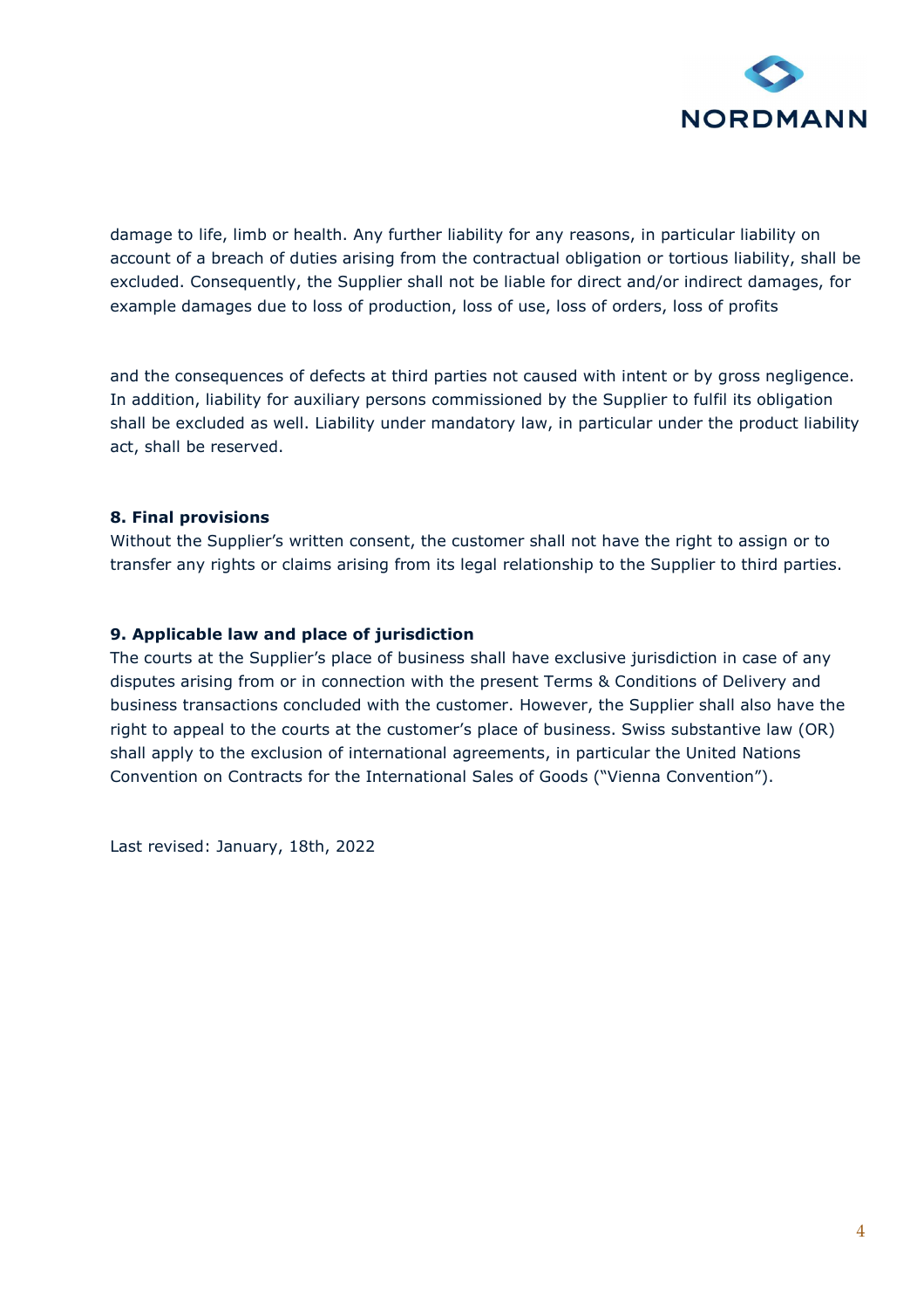damage to life, limb or health. Any further liability for any reasons, in particular liability on account of a breach of duties arising from the contractual obligation or tortious liability, shall be excluded. Consequently, the Supplier shall not be liable for direct and/or indirect damages, for example damages due to loss of production, loss of use, loss of orders, loss of profits

and the consequences of defects at third parties not caused with intent or by gross negligence. In addition, liability for auxiliary persons commissioned by the Supplier to fulfil its obligation shall be excluded as well. Liability under mandatory law, in particular under the product liability act, shall be reserved.

**8. Final provisions**

Without the Supplier's written consent, the customer shall not have the right to assign or to transfer any rights or claims arising from its legal relationship to the Supplier to third parties.

**9. Applicable law and place of jurisdiction**

The courts at the Supplier's place of business shall have exclusive jurisdiction in case of any disputes arising from or in connection with the present Terms & Conditions of Delivery and business transactions concluded with the customer. However, the Supplier shall also have the right to appeal to the courts at the customer's place of business. Swiss substantive law (OR) shall apply to the exclusion of international agreements, in particular the United Nations Convention on Contracts for the International Sales of Goods ("Vienna Convention").

Last revised: January, 18th, 2022